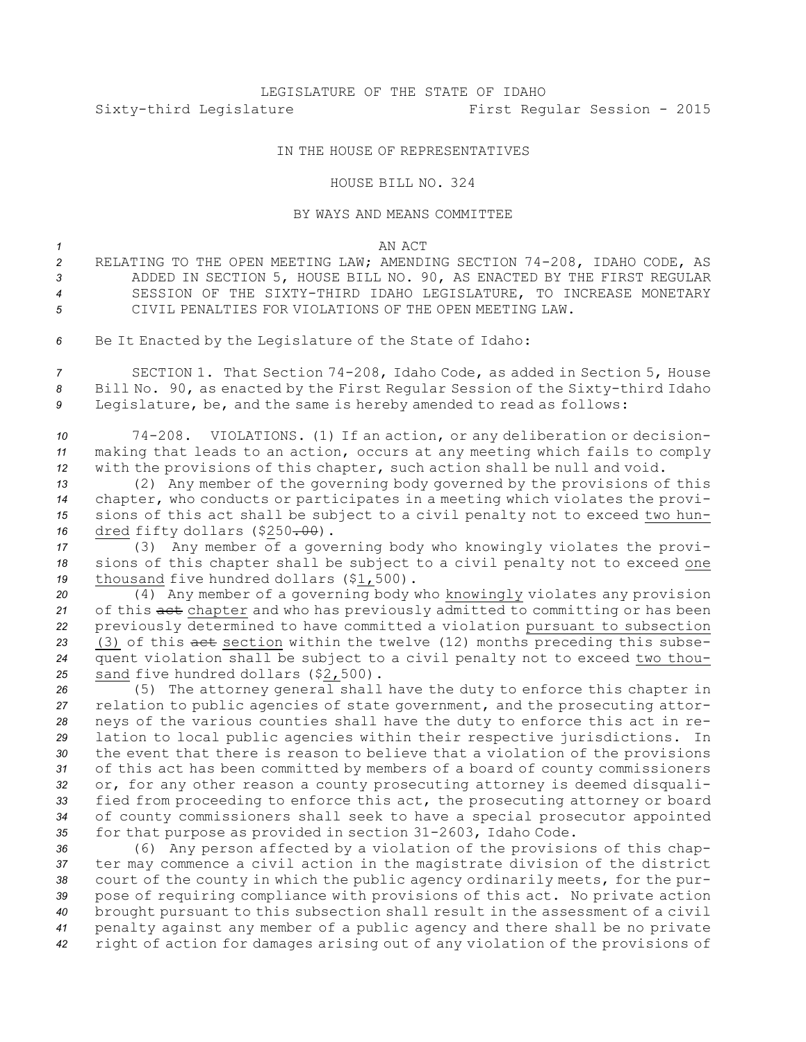LEGISLATURE OF THE STATE OF IDAHO
Sixty-third Legislature First Regular Session - 2015

IN THE HOUSE OF REPRESENTATIVES

HOUSE BILL NO. 324

BY WAYS AND MEANS COMMITTEE

AN ACT

RELATING TO THE OPEN MEETING LAW; AMENDING SECTION 74-208, IDAHO CODE, AS ADDED IN SECTION 5, HOUSE BILL NO. 90, AS ENACTED BY THE FIRST REGULAR SESSION OF THE SIXTY-THIRD IDAHO LEGISLATURE, TO INCREASE MONETARY CIVIL PENALTIES FOR VIOLATIONS OF THE OPEN MEETING LAW.

Be It Enacted by the Legislature of the State of Idaho:

SECTION 1. That Section 74-208, Idaho Code, as added in Section 5, House Bill No. 90, as enacted by the First Regular Session of the Sixty-third Idaho Legislature, be, and the same is hereby amended to read as follows:

74-208. VIOLATIONS. (1) If an action, or any deliberation or decision-making that leads to an action, occurs at any meeting which fails to comply with the provisions of this chapter, such action shall be null and void.

(2) Any member of the governing body governed by the provisions of this chapter, who conducts or participates in a meeting which violates the provisions of this act shall be subject to a civil penalty not to exceed two hundred fifty dollars ($250~~.00~~).

(3) Any member of a governing body who knowingly violates the provisions of this chapter shall be subject to a civil penalty not to exceed one thousand five hundred dollars ($1,500).

(4) Any member of a governing body who knowingly violates any provision of this ~~act~~ chapter and who has previously admitted to committing or has been previously determined to have committed a violation pursuant to subsection (3) of this ~~act~~ section within the twelve (12) months preceding this subsequent violation shall be subject to a civil penalty not to exceed two thousand five hundred dollars ($2,500).

(5) The attorney general shall have the duty to enforce this chapter in relation to public agencies of state government, and the prosecuting attorneys of the various counties shall have the duty to enforce this act in relation to local public agencies within their respective jurisdictions. In the event that there is reason to believe that a violation of the provisions of this act has been committed by members of a board of county commissioners or, for any other reason a county prosecuting attorney is deemed disqualified from proceeding to enforce this act, the prosecuting attorney or board of county commissioners shall seek to have a special prosecutor appointed for that purpose as provided in section 31-2603, Idaho Code.

(6) Any person affected by a violation of the provisions of this chapter may commence a civil action in the magistrate division of the district court of the county in which the public agency ordinarily meets, for the purpose of requiring compliance with provisions of this act. No private action brought pursuant to this subsection shall result in the assessment of a civil penalty against any member of a public agency and there shall be no private right of action for damages arising out of any violation of the provisions of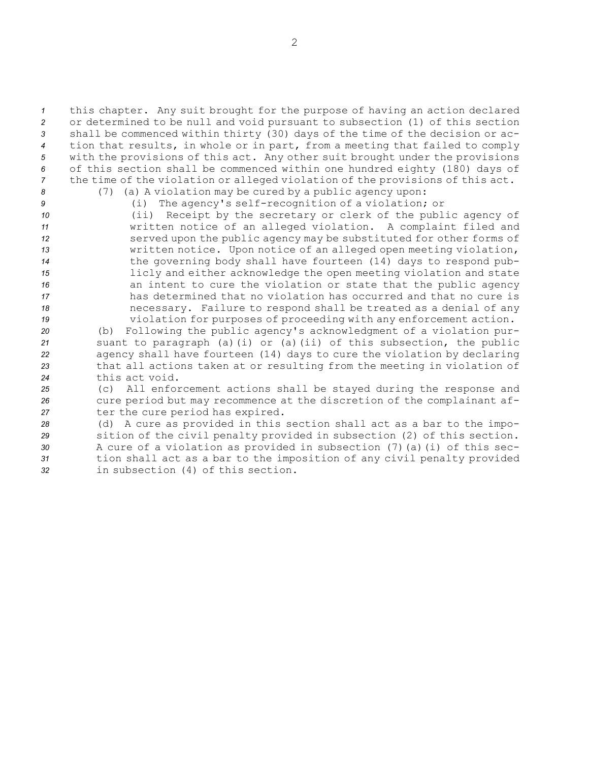this chapter. Any suit brought for the purpose of having an action declared or determined to be null and void pursuant to subsection (1) of this section shall be commenced within thirty (30) days of the time of the decision or action that results, in whole or in part, from a meeting that failed to comply with the provisions of this act. Any other suit brought under the provisions of this section shall be commenced within one hundred eighty (180) days of the time of the violation or alleged violation of the provisions of this act.

(7) (a) A violation may be cured by a public agency upon:

(i) The agency's self-recognition of a violation; or

(ii) Receipt by the secretary or clerk of the public agency of written notice of an alleged violation. A complaint filed and served upon the public agency may be substituted for other forms of written notice. Upon notice of an alleged open meeting violation, the governing body shall have fourteen (14) days to respond publicly and either acknowledge the open meeting violation and state an intent to cure the violation or state that the public agency has determined that no violation has occurred and that no cure is necessary. Failure to respond shall be treated as a denial of any violation for purposes of proceeding with any enforcement action.

(b) Following the public agency's acknowledgment of a violation pursuant to paragraph (a)(i) or (a)(ii) of this subsection, the public agency shall have fourteen (14) days to cure the violation by declaring that all actions taken at or resulting from the meeting in violation of this act void.

(c) All enforcement actions shall be stayed during the response and cure period but may recommence at the discretion of the complainant after the cure period has expired.

(d) A cure as provided in this section shall act as a bar to the imposition of the civil penalty provided in subsection (2) of this section. A cure of a violation as provided in subsection (7)(a)(i) of this section shall act as a bar to the imposition of any civil penalty provided in subsection (4) of this section.